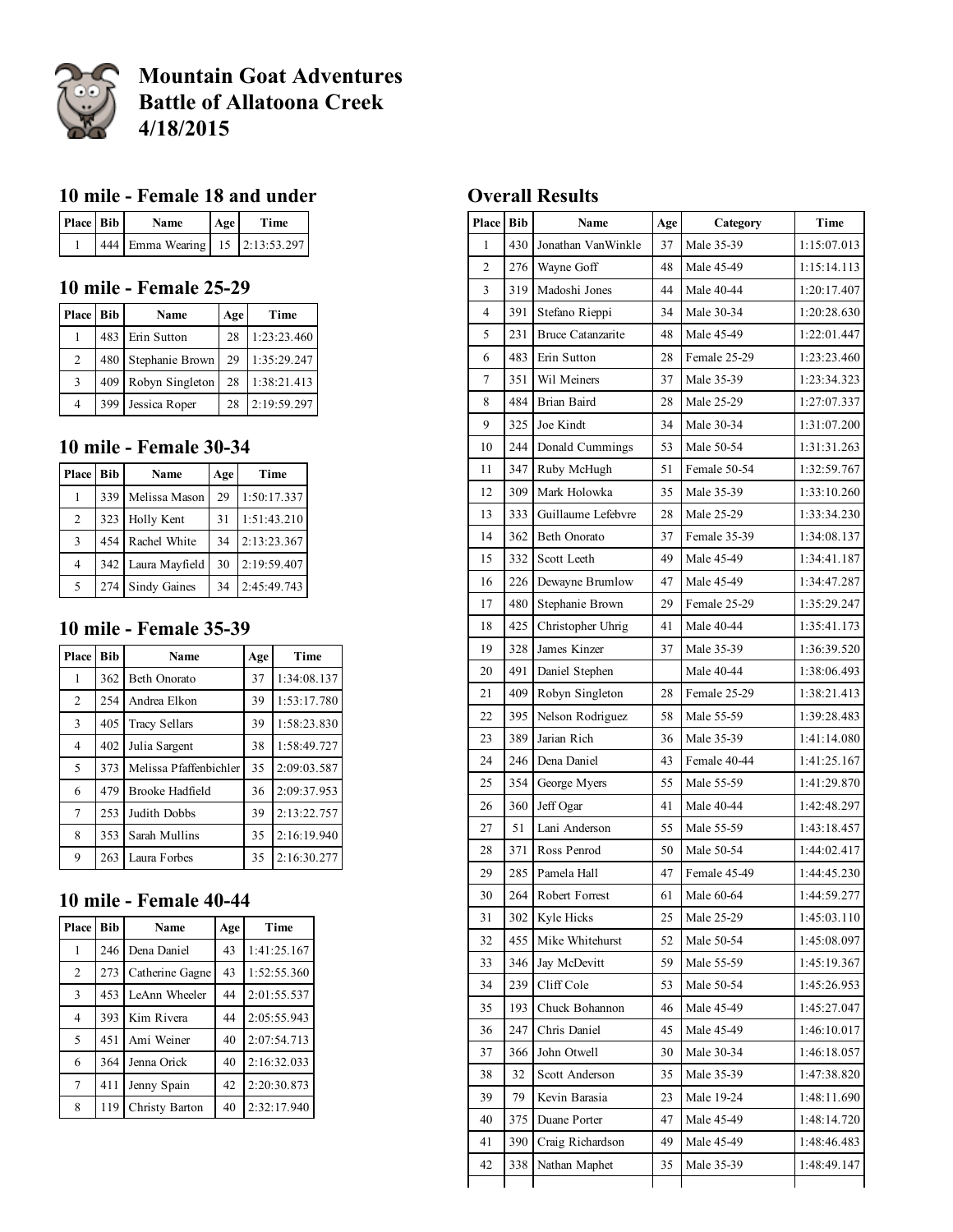# Mountain Goat Adventures
# Battle of Allatoona Creek
# 4/18/2015

## 10 mile - Female 18 and under

| Place | Bib | Name | Age | Time |
|---|---|---|---|---|
| 1 | 444 | Emma Wearing | 15 | 2:13:53.297 |

## 10 mile - Female 25-29

| Place | Bib | Name | Age | Time |
|---|---|---|---|---|
| 1 | 483 | Erin Sutton | 28 | 1:23:23.460 |
| 2 | 480 | Stephanie Brown | 29 | 1:35:29.247 |
| 3 | 409 | Robyn Singleton | 28 | 1:38:21.413 |
| 4 | 399 | Jessica Roper | 28 | 2:19:59.297 |

## 10 mile - Female 30-34

| Place | Bib | Name | Age | Time |
|---|---|---|---|---|
| 1 | 339 | Melissa Mason | 29 | 1:50:17.337 |
| 2 | 323 | Holly Kent | 31 | 1:51:43.210 |
| 3 | 454 | Rachel White | 34 | 2:13:23.367 |
| 4 | 342 | Laura Mayfield | 30 | 2:19:59.407 |
| 5 | 274 | Sindy Gaines | 34 | 2:45:49.743 |

## 10 mile - Female 35-39

| Place | Bib | Name | Age | Time |
|---|---|---|---|---|
| 1 | 362 | Beth Onorato | 37 | 1:34:08.137 |
| 2 | 254 | Andrea Elkon | 39 | 1:53:17.780 |
| 3 | 405 | Tracy Sellars | 39 | 1:58:23.830 |
| 4 | 402 | Julia Sargent | 38 | 1:58:49.727 |
| 5 | 373 | Melissa Pfaffenbichler | 35 | 2:09:03.587 |
| 6 | 479 | Brooke Hadfield | 36 | 2:09:37.953 |
| 7 | 253 | Judith Dobbs | 39 | 2:13:22.757 |
| 8 | 353 | Sarah Mullins | 35 | 2:16:19.940 |
| 9 | 263 | Laura Forbes | 35 | 2:16:30.277 |

## 10 mile - Female 40-44

| Place | Bib | Name | Age | Time |
|---|---|---|---|---|
| 1 | 246 | Dena Daniel | 43 | 1:41:25.167 |
| 2 | 273 | Catherine Gagne | 43 | 1:52:55.360 |
| 3 | 453 | LeAnn Wheeler | 44 | 2:01:55.537 |
| 4 | 393 | Kim Rivera | 44 | 2:05:55.943 |
| 5 | 451 | Ami Weiner | 40 | 2:07:54.713 |
| 6 | 364 | Jenna Orick | 40 | 2:16:32.033 |
| 7 | 411 | Jenny Spain | 42 | 2:20:30.873 |
| 8 | 119 | Christy Barton | 40 | 2:32:17.940 |

## Overall Results

| Place | Bib | Name | Age | Category | Time |
|---|---|---|---|---|---|
| 1 | 430 | Jonathan VanWinkle | 37 | Male 35-39 | 1:15:07.013 |
| 2 | 276 | Wayne Goff | 48 | Male 45-49 | 1:15:14.113 |
| 3 | 319 | Madoshi Jones | 44 | Male 40-44 | 1:20:17.407 |
| 4 | 391 | Stefano Rieppi | 34 | Male 30-34 | 1:20:28.630 |
| 5 | 231 | Bruce Catanzarite | 48 | Male 45-49 | 1:22:01.447 |
| 6 | 483 | Erin Sutton | 28 | Female 25-29 | 1:23:23.460 |
| 7 | 351 | Wil Meiners | 37 | Male 35-39 | 1:23:34.323 |
| 8 | 484 | Brian Baird | 28 | Male 25-29 | 1:27:07.337 |
| 9 | 325 | Joe Kindt | 34 | Male 30-34 | 1:31:07.200 |
| 10 | 244 | Donald Cummings | 53 | Male 50-54 | 1:31:31.263 |
| 11 | 347 | Ruby McHugh | 51 | Female 50-54 | 1:32:59.767 |
| 12 | 309 | Mark Holowka | 35 | Male 35-39 | 1:33:10.260 |
| 13 | 333 | Guillaume Lefebvre | 28 | Male 25-29 | 1:33:34.230 |
| 14 | 362 | Beth Onorato | 37 | Female 35-39 | 1:34:08.137 |
| 15 | 332 | Scott Leeth | 49 | Male 45-49 | 1:34:41.187 |
| 16 | 226 | Dewayne Brumlow | 47 | Male 45-49 | 1:34:47.287 |
| 17 | 480 | Stephanie Brown | 29 | Female 25-29 | 1:35:29.247 |
| 18 | 425 | Christopher Uhrig | 41 | Male 40-44 | 1:35:41.173 |
| 19 | 328 | James Kinzer | 37 | Male 35-39 | 1:36:39.520 |
| 20 | 491 | Daniel Stephen | | Male 40-44 | 1:38:06.493 |
| 21 | 409 | Robyn Singleton | 28 | Female 25-29 | 1:38:21.413 |
| 22 | 395 | Nelson Rodriguez | 58 | Male 55-59 | 1:39:28.483 |
| 23 | 389 | Jarian Rich | 36 | Male 35-39 | 1:41:14.080 |
| 24 | 246 | Dena Daniel | 43 | Female 40-44 | 1:41:25.167 |
| 25 | 354 | George Myers | 55 | Male 55-59 | 1:41:29.870 |
| 26 | 360 | Jeff Ogar | 41 | Male 40-44 | 1:42:48.297 |
| 27 | 51 | Lani Anderson | 55 | Male 55-59 | 1:43:18.457 |
| 28 | 371 | Ross Penrod | 50 | Male 50-54 | 1:44:02.417 |
| 29 | 285 | Pamela Hall | 47 | Female 45-49 | 1:44:45.230 |
| 30 | 264 | Robert Forrest | 61 | Male 60-64 | 1:44:59.277 |
| 31 | 302 | Kyle Hicks | 25 | Male 25-29 | 1:45:03.110 |
| 32 | 455 | Mike Whitehurst | 52 | Male 50-54 | 1:45:08.097 |
| 33 | 346 | Jay McDevitt | 59 | Male 55-59 | 1:45:19.367 |
| 34 | 239 | Cliff Cole | 53 | Male 50-54 | 1:45:26.953 |
| 35 | 193 | Chuck Bohannon | 46 | Male 45-49 | 1:45:27.047 |
| 36 | 247 | Chris Daniel | 45 | Male 45-49 | 1:46:10.017 |
| 37 | 366 | John Otwell | 30 | Male 30-34 | 1:46:18.057 |
| 38 | 32 | Scott Anderson | 35 | Male 35-39 | 1:47:38.820 |
| 39 | 79 | Kevin Barasia | 23 | Male 19-24 | 1:48:11.690 |
| 40 | 375 | Duane Porter | 47 | Male 45-49 | 1:48:14.720 |
| 41 | 390 | Craig Richardson | 49 | Male 45-49 | 1:48:46.483 |
| 42 | 338 | Nathan Maphet | 35 | Male 35-39 | 1:48:49.147 |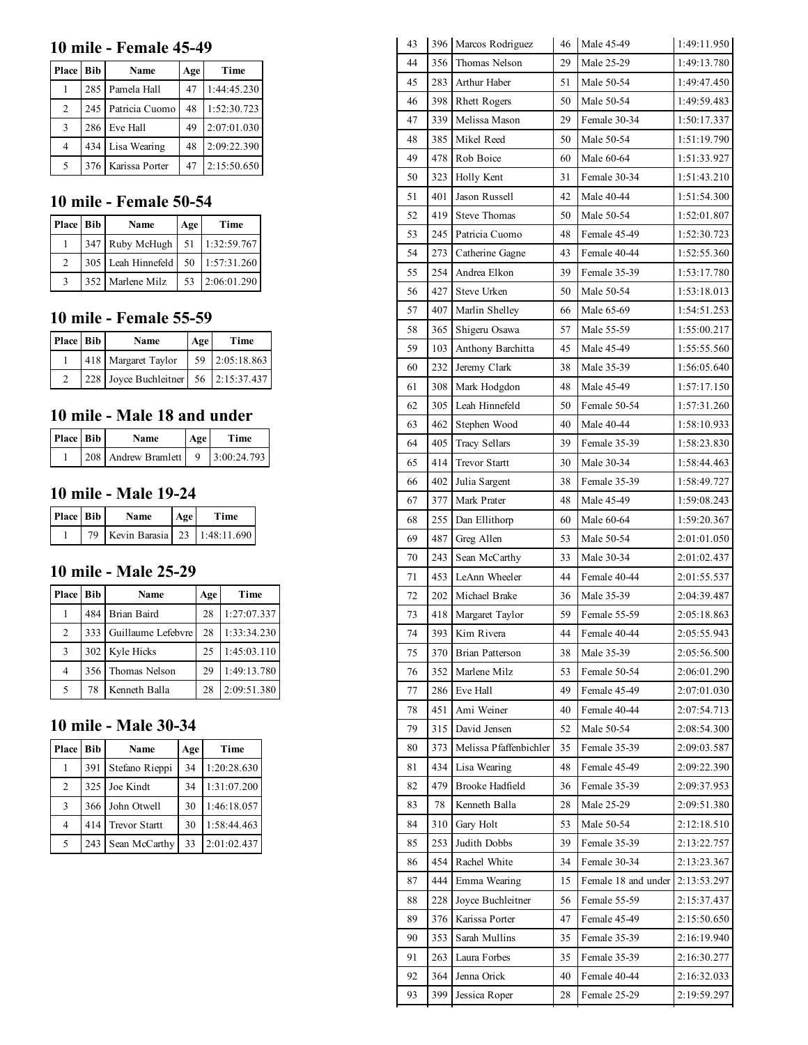## 10 mile - Female 45-49

| Place | Bib | Name | Age | Time |
|---|---|---|---|---|
| 1 | 285 | Pamela Hall | 47 | 1:44:45.230 |
| 2 | 245 | Patricia Cuomo | 48 | 1:52:30.723 |
| 3 | 286 | Eve Hall | 49 | 2:07:01.030 |
| 4 | 434 | Lisa Wearing | 48 | 2:09:22.390 |
| 5 | 376 | Karissa Porter | 47 | 2:15:50.650 |

## 10 mile - Female 50-54

| Place | Bib | Name | Age | Time |
|---|---|---|---|---|
| 1 | 347 | Ruby McHugh | 51 | 1:32:59.767 |
| 2 | 305 | Leah Hinnefeld | 50 | 1:57:31.260 |
| 3 | 352 | Marlene Milz | 53 | 2:06:01.290 |

## 10 mile - Female 55-59

| Place | Bib | Name | Age | Time |
|---|---|---|---|---|
| 1 | 418 | Margaret Taylor | 59 | 2:05:18.863 |
| 2 | 228 | Joyce Buchleitner | 56 | 2:15:37.437 |

## 10 mile - Male 18 and under

| Place | Bib | Name | Age | Time |
|---|---|---|---|---|
| 1 | 208 | Andrew Bramlett | 9 | 3:00:24.793 |

## 10 mile - Male 19-24

| Place | Bib | Name | Age | Time |
|---|---|---|---|---|
| 1 | 79 | Kevin Barasia | 23 | 1:48:11.690 |

## 10 mile - Male 25-29

| Place | Bib | Name | Age | Time |
|---|---|---|---|---|
| 1 | 484 | Brian Baird | 28 | 1:27:07.337 |
| 2 | 333 | Guillaume Lefebvre | 28 | 1:33:34.230 |
| 3 | 302 | Kyle Hicks | 25 | 1:45:03.110 |
| 4 | 356 | Thomas Nelson | 29 | 1:49:13.780 |
| 5 | 78 | Kenneth Balla | 28 | 2:09:51.380 |

## 10 mile - Male 30-34

| Place | Bib | Name | Age | Time |
|---|---|---|---|---|
| 1 | 391 | Stefano Rieppi | 34 | 1:20:28.630 |
| 2 | 325 | Joe Kindt | 34 | 1:31:07.200 |
| 3 | 366 | John Otwell | 30 | 1:46:18.057 |
| 4 | 414 | Trevor Startt | 30 | 1:58:44.463 |
| 5 | 243 | Sean McCarthy | 33 | 2:01:02.437 |

| | | | | | |
|---|---|---|---|---|---|
| 43 | 396 | Marcos Rodriguez | 46 | Male 45-49 | 1:49:11.950 |
| 44 | 356 | Thomas Nelson | 29 | Male 25-29 | 1:49:13.780 |
| 45 | 283 | Arthur Haber | 51 | Male 50-54 | 1:49:47.450 |
| 46 | 398 | Rhett Rogers | 50 | Male 50-54 | 1:49:59.483 |
| 47 | 339 | Melissa Mason | 29 | Female 30-34 | 1:50:17.337 |
| 48 | 385 | Mikel Reed | 50 | Male 50-54 | 1:51:19.790 |
| 49 | 478 | Rob Boice | 60 | Male 60-64 | 1:51:33.927 |
| 50 | 323 | Holly Kent | 31 | Female 30-34 | 1:51:43.210 |
| 51 | 401 | Jason Russell | 42 | Male 40-44 | 1:51:54.300 |
| 52 | 419 | Steve Thomas | 50 | Male 50-54 | 1:52:01.807 |
| 53 | 245 | Patricia Cuomo | 48 | Female 45-49 | 1:52:30.723 |
| 54 | 273 | Catherine Gagne | 43 | Female 40-44 | 1:52:55.360 |
| 55 | 254 | Andrea Elkon | 39 | Female 35-39 | 1:53:17.780 |
| 56 | 427 | Steve Urken | 50 | Male 50-54 | 1:53:18.013 |
| 57 | 407 | Marlin Shelley | 66 | Male 65-69 | 1:54:51.253 |
| 58 | 365 | Shigeru Osawa | 57 | Male 55-59 | 1:55:00.217 |
| 59 | 103 | Anthony Barchitta | 45 | Male 45-49 | 1:55:55.560 |
| 60 | 232 | Jeremy Clark | 38 | Male 35-39 | 1:56:05.640 |
| 61 | 308 | Mark Hodgdon | 48 | Male 45-49 | 1:57:17.150 |
| 62 | 305 | Leah Hinnefeld | 50 | Female 50-54 | 1:57:31.260 |
| 63 | 462 | Stephen Wood | 40 | Male 40-44 | 1:58:10.933 |
| 64 | 405 | Tracy Sellars | 39 | Female 35-39 | 1:58:23.830 |
| 65 | 414 | Trevor Startt | 30 | Male 30-34 | 1:58:44.463 |
| 66 | 402 | Julia Sargent | 38 | Female 35-39 | 1:58:49.727 |
| 67 | 377 | Mark Prater | 48 | Male 45-49 | 1:59:08.243 |
| 68 | 255 | Dan Ellithorp | 60 | Male 60-64 | 1:59:20.367 |
| 69 | 487 | Greg Allen | 53 | Male 50-54 | 2:01:01.050 |
| 70 | 243 | Sean McCarthy | 33 | Male 30-34 | 2:01:02.437 |
| 71 | 453 | LeAnn Wheeler | 44 | Female 40-44 | 2:01:55.537 |
| 72 | 202 | Michael Brake | 36 | Male 35-39 | 2:04:39.487 |
| 73 | 418 | Margaret Taylor | 59 | Female 55-59 | 2:05:18.863 |
| 74 | 393 | Kim Rivera | 44 | Female 40-44 | 2:05:55.943 |
| 75 | 370 | Brian Patterson | 38 | Male 35-39 | 2:05:56.500 |
| 76 | 352 | Marlene Milz | 53 | Female 50-54 | 2:06:01.290 |
| 77 | 286 | Eve Hall | 49 | Female 45-49 | 2:07:01.030 |
| 78 | 451 | Ami Weiner | 40 | Female 40-44 | 2:07:54.713 |
| 79 | 315 | David Jensen | 52 | Male 50-54 | 2:08:54.300 |
| 80 | 373 | Melissa Pfaffenbichler | 35 | Female 35-39 | 2:09:03.587 |
| 81 | 434 | Lisa Wearing | 48 | Female 45-49 | 2:09:22.390 |
| 82 | 479 | Brooke Hadfield | 36 | Female 35-39 | 2:09:37.953 |
| 83 | 78 | Kenneth Balla | 28 | Male 25-29 | 2:09:51.380 |
| 84 | 310 | Gary Holt | 53 | Male 50-54 | 2:12:18.510 |
| 85 | 253 | Judith Dobbs | 39 | Female 35-39 | 2:13:22.757 |
| 86 | 454 | Rachel White | 34 | Female 30-34 | 2:13:23.367 |
| 87 | 444 | Emma Wearing | 15 | Female 18 and under | 2:13:53.297 |
| 88 | 228 | Joyce Buchleitner | 56 | Female 55-59 | 2:15:37.437 |
| 89 | 376 | Karissa Porter | 47 | Female 45-49 | 2:15:50.650 |
| 90 | 353 | Sarah Mullins | 35 | Female 35-39 | 2:16:19.940 |
| 91 | 263 | Laura Forbes | 35 | Female 35-39 | 2:16:30.277 |
| 92 | 364 | Jenna Orick | 40 | Female 40-44 | 2:16:32.033 |
| 93 | 399 | Jessica Roper | 28 | Female 25-29 | 2:19:59.297 |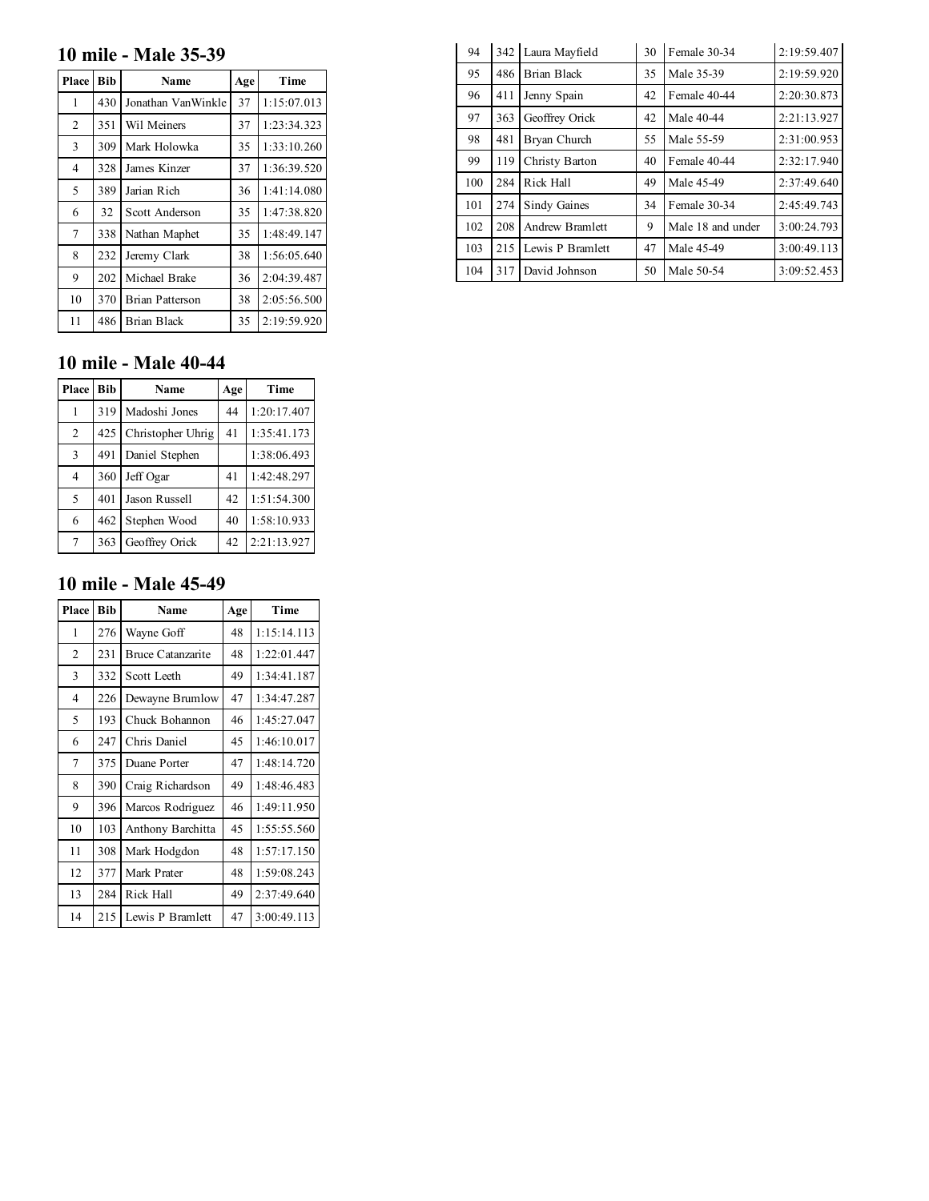## 10 mile - Male 35-39

| Place | Bib | Name | Age | Time |
|---|---|---|---|---|
| 1 | 430 | Jonathan VanWinkle | 37 | 1:15:07.013 |
| 2 | 351 | Wil Meiners | 37 | 1:23:34.323 |
| 3 | 309 | Mark Holowka | 35 | 1:33:10.260 |
| 4 | 328 | James Kinzer | 37 | 1:36:39.520 |
| 5 | 389 | Jarian Rich | 36 | 1:41:14.080 |
| 6 | 32 | Scott Anderson | 35 | 1:47:38.820 |
| 7 | 338 | Nathan Maphet | 35 | 1:48:49.147 |
| 8 | 232 | Jeremy Clark | 38 | 1:56:05.640 |
| 9 | 202 | Michael Brake | 36 | 2:04:39.487 |
| 10 | 370 | Brian Patterson | 38 | 2:05:56.500 |
| 11 | 486 | Brian Black | 35 | 2:19:59.920 |

## 10 mile - Male 40-44

| Place | Bib | Name | Age | Time |
|---|---|---|---|---|
| 1 | 319 | Madoshi Jones | 44 | 1:20:17.407 |
| 2 | 425 | Christopher Uhrig | 41 | 1:35:41.173 |
| 3 | 491 | Daniel Stephen | | 1:38:06.493 |
| 4 | 360 | Jeff Ogar | 41 | 1:42:48.297 |
| 5 | 401 | Jason Russell | 42 | 1:51:54.300 |
| 6 | 462 | Stephen Wood | 40 | 1:58:10.933 |
| 7 | 363 | Geoffrey Orick | 42 | 2:21:13.927 |

## 10 mile - Male 45-49

| Place | Bib | Name | Age | Time |
|---|---|---|---|---|
| 1 | 276 | Wayne Goff | 48 | 1:15:14.113 |
| 2 | 231 | Bruce Catanzarite | 48 | 1:22:01.447 |
| 3 | 332 | Scott Leeth | 49 | 1:34:41.187 |
| 4 | 226 | Dewayne Brumlow | 47 | 1:34:47.287 |
| 5 | 193 | Chuck Bohannon | 46 | 1:45:27.047 |
| 6 | 247 | Chris Daniel | 45 | 1:46:10.017 |
| 7 | 375 | Duane Porter | 47 | 1:48:14.720 |
| 8 | 390 | Craig Richardson | 49 | 1:48:46.483 |
| 9 | 396 | Marcos Rodriguez | 46 | 1:49:11.950 |
| 10 | 103 | Anthony Barchitta | 45 | 1:55:55.560 |
| 11 | 308 | Mark Hodgdon | 48 | 1:57:17.150 |
| 12 | 377 | Mark Prater | 48 | 1:59:08.243 |
| 13 | 284 | Rick Hall | 49 | 2:37:49.640 |
| 14 | 215 | Lewis P Bramlett | 47 | 3:00:49.113 |

| | | | | | |
|---|---|---|---|---|---|
| 94 | 342 | Laura Mayfield | 30 | Female 30-34 | 2:19:59.407 |
| 95 | 486 | Brian Black | 35 | Male 35-39 | 2:19:59.920 |
| 96 | 411 | Jenny Spain | 42 | Female 40-44 | 2:20:30.873 |
| 97 | 363 | Geoffrey Orick | 42 | Male 40-44 | 2:21:13.927 |
| 98 | 481 | Bryan Church | 55 | Male 55-59 | 2:31:00.953 |
| 99 | 119 | Christy Barton | 40 | Female 40-44 | 2:32:17.940 |
| 100 | 284 | Rick Hall | 49 | Male 45-49 | 2:37:49.640 |
| 101 | 274 | Sindy Gaines | 34 | Female 30-34 | 2:45:49.743 |
| 102 | 208 | Andrew Bramlett | 9 | Male 18 and under | 3:00:24.793 |
| 103 | 215 | Lewis P Bramlett | 47 | Male 45-49 | 3:00:49.113 |
| 104 | 317 | David Johnson | 50 | Male 50-54 | 3:09:52.453 |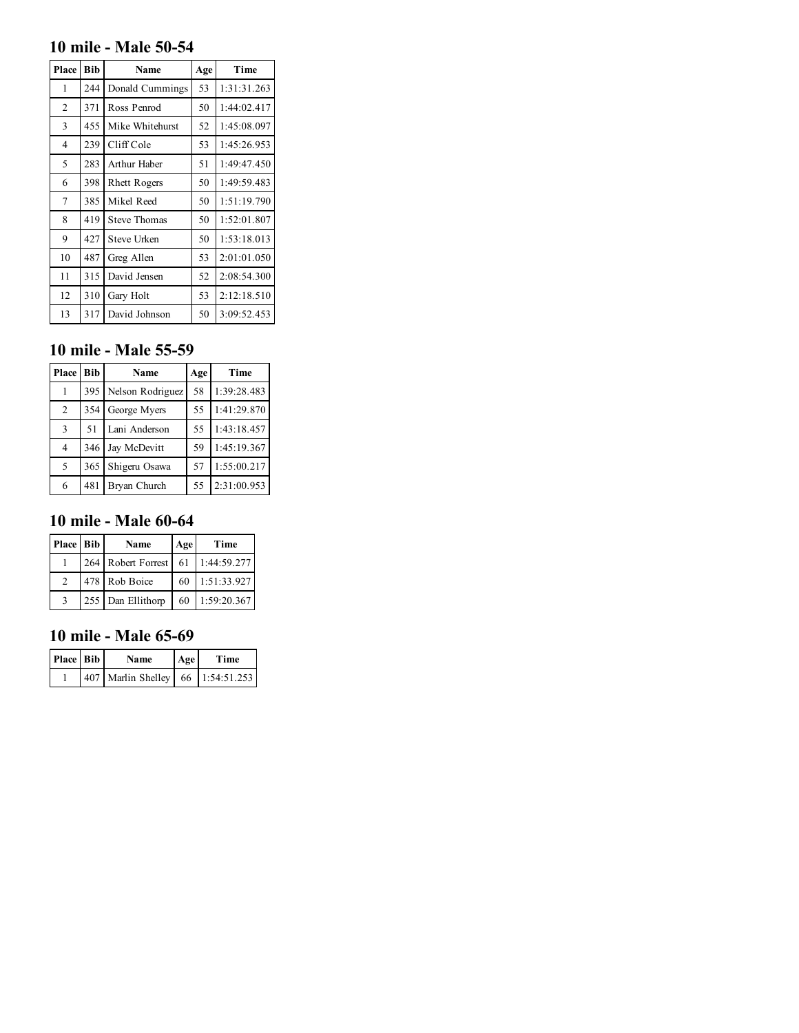## 10 mile - Male 50-54

| Place | Bib | Name | Age | Time |
| --- | --- | --- | --- | --- |
| 1 | 244 | Donald Cummings | 53 | 1:31:31.263 |
| 2 | 371 | Ross Penrod | 50 | 1:44:02.417 |
| 3 | 455 | Mike Whitehurst | 52 | 1:45:08.097 |
| 4 | 239 | Cliff Cole | 53 | 1:45:26.953 |
| 5 | 283 | Arthur Haber | 51 | 1:49:47.450 |
| 6 | 398 | Rhett Rogers | 50 | 1:49:59.483 |
| 7 | 385 | Mikel Reed | 50 | 1:51:19.790 |
| 8 | 419 | Steve Thomas | 50 | 1:52:01.807 |
| 9 | 427 | Steve Urken | 50 | 1:53:18.013 |
| 10 | 487 | Greg Allen | 53 | 2:01:01.050 |
| 11 | 315 | David Jensen | 52 | 2:08:54.300 |
| 12 | 310 | Gary Holt | 53 | 2:12:18.510 |
| 13 | 317 | David Johnson | 50 | 3:09:52.453 |

## 10 mile - Male 55-59

| Place | Bib | Name | Age | Time |
| --- | --- | --- | --- | --- |
| 1 | 395 | Nelson Rodriguez | 58 | 1:39:28.483 |
| 2 | 354 | George Myers | 55 | 1:41:29.870 |
| 3 | 51 | Lani Anderson | 55 | 1:43:18.457 |
| 4 | 346 | Jay McDevitt | 59 | 1:45:19.367 |
| 5 | 365 | Shigeru Osawa | 57 | 1:55:00.217 |
| 6 | 481 | Bryan Church | 55 | 2:31:00.953 |

## 10 mile - Male 60-64

| Place | Bib | Name | Age | Time |
| --- | --- | --- | --- | --- |
| 1 | 264 | Robert Forrest | 61 | 1:44:59.277 |
| 2 | 478 | Rob Boice | 60 | 1:51:33.927 |
| 3 | 255 | Dan Ellithorp | 60 | 1:59:20.367 |

## 10 mile - Male 65-69

| Place | Bib | Name | Age | Time |
| --- | --- | --- | --- | --- |
| 1 | 407 | Marlin Shelley | 66 | 1:54:51.253 |